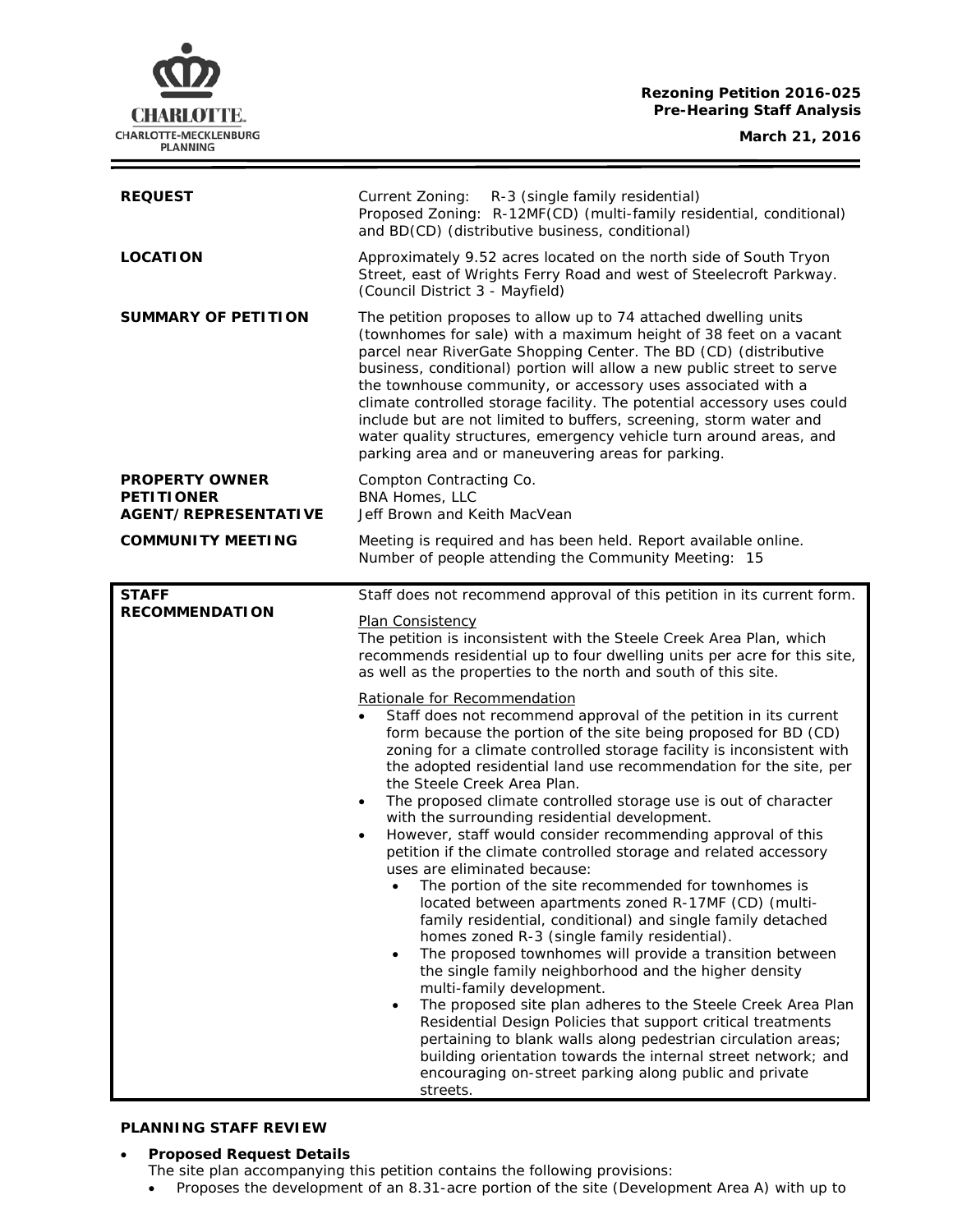**Rezoning Petition 2016-025**
**Pre-Hearing Staff Analysis**
**March 21, 2016**

| | |
|---|---|
| **REQUEST** | Current Zoning: R-3 (single family residential)<br>Proposed Zoning: R-12MF(CD) (multi-family residential, conditional) and BD(CD) (distributive business, conditional) |
| **LOCATION** | Approximately 9.52 acres located on the north side of South Tryon Street, east of Wrights Ferry Road and west of Steelecroft Parkway. (Council District 3 - Mayfield) |
| **SUMMARY OF PETITION** | The petition proposes to allow up to 74 attached dwelling units (townhomes for sale) with a maximum height of 38 feet on a vacant parcel near RiverGate Shopping Center. The BD (CD) (distributive business, conditional) portion will allow a new public street to serve the townhouse community, or accessory uses associated with a climate controlled storage facility. The potential accessory uses could include but are not limited to buffers, screening, storm water and water quality structures, emergency vehicle turn around areas, and parking area and or maneuvering areas for parking. |
| **PROPERTY OWNER**<br>**PETITIONER**<br>**AGENT/REPRESENTATIVE** | Compton Contracting Co.<br>BNA Homes, LLC<br>Jeff Brown and Keith MacVean |
| **COMMUNITY MEETING** | Meeting is required and has been held. Report available online.<br>Number of people attending the Community Meeting: 15 |

**STAFF RECOMMENDATION**

Staff does not recommend approval of this petition in its current form.

Plan Consistency
The petition is inconsistent with the Steele Creek Area Plan, which recommends residential up to four dwelling units per acre for this site, as well as the properties to the north and south of this site.

Rationale for Recommendation
- Staff does not recommend approval of the petition in its current form because the portion of the site being proposed for BD (CD) zoning for a climate controlled storage facility is inconsistent with the adopted residential land use recommendation for the site, per the Steele Creek Area Plan.
- The proposed climate controlled storage use is out of character with the surrounding residential development.
- However, staff would consider recommending approval of this petition if the climate controlled storage and related accessory uses are eliminated because:
  - The portion of the site recommended for townhomes is located between apartments zoned R-17MF (CD) (multi-family residential, conditional) and single family detached homes zoned R-3 (single family residential).
  - The proposed townhomes will provide a transition between the single family neighborhood and the higher density multi-family development.
  - The proposed site plan adheres to the Steele Creek Area Plan Residential Design Policies that support critical treatments pertaining to blank walls along pedestrian circulation areas; building orientation towards the internal street network; and encouraging on-street parking along public and private streets.

**PLANNING STAFF REVIEW**

- **Proposed Request Details**
  The site plan accompanying this petition contains the following provisions:
  - Proposes the development of an 8.31-acre portion of the site (Development Area A) with up to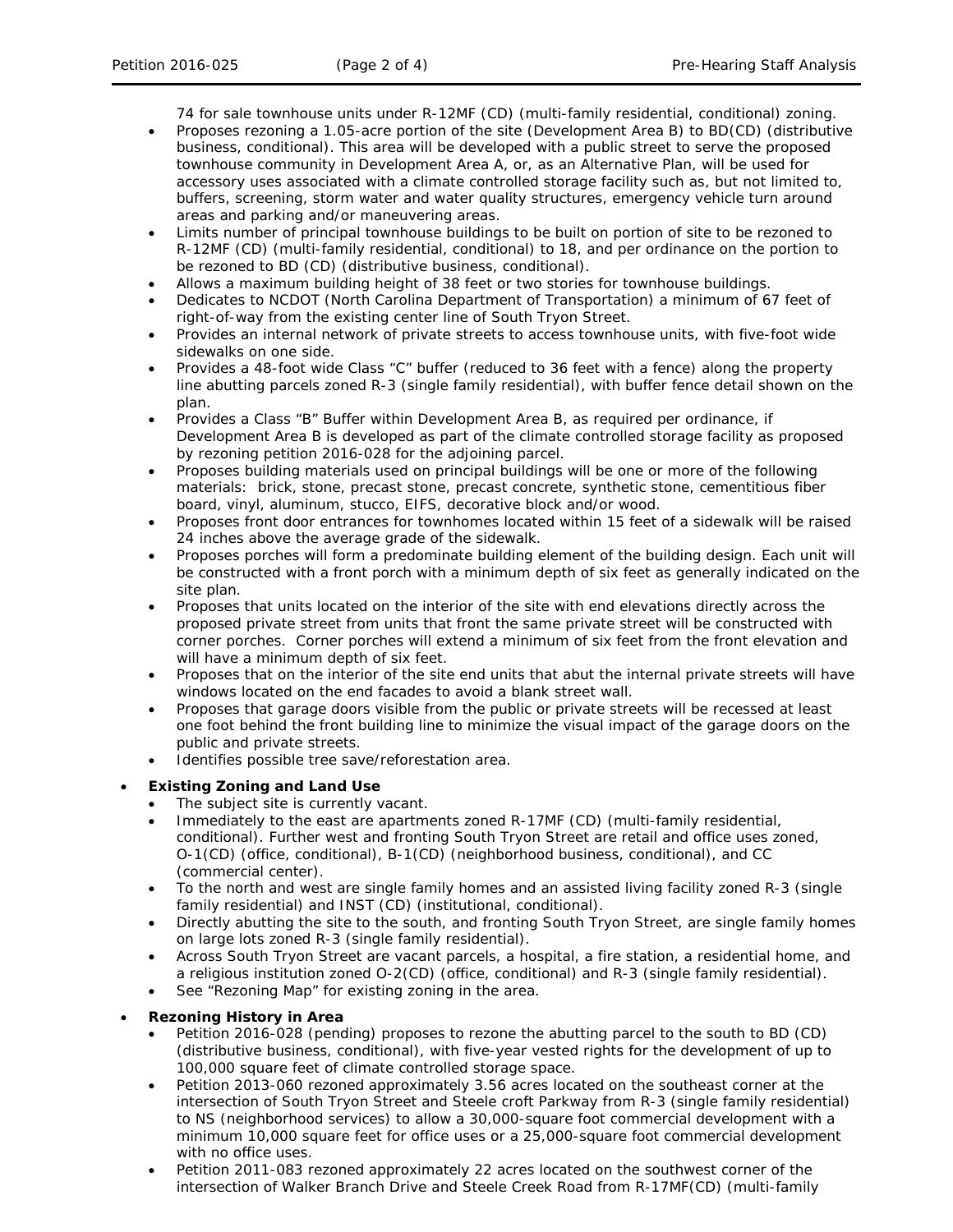74 for sale townhouse units under R-12MF (CD) (multi-family residential, conditional) zoning.

- Proposes rezoning a 1.05-acre portion of the site (Development Area B) to BD(CD) (distributive business, conditional). This area will be developed with a public street to serve the proposed townhouse community in Development Area A, or, as an Alternative Plan, will be used for accessory uses associated with a climate controlled storage facility such as, but not limited to, buffers, screening, storm water and water quality structures, emergency vehicle turn around areas and parking and/or maneuvering areas.
- Limits number of principal townhouse buildings to be built on portion of site to be rezoned to R-12MF (CD) (multi-family residential, conditional) to 18, and per ordinance on the portion to be rezoned to BD (CD) (distributive business, conditional).
- Allows a maximum building height of 38 feet or two stories for townhouse buildings.
- Dedicates to NCDOT (North Carolina Department of Transportation) a minimum of 67 feet of right-of-way from the existing center line of South Tryon Street.
- Provides an internal network of private streets to access townhouse units, with five-foot wide sidewalks on one side.
- Provides a 48-foot wide Class "C" buffer (reduced to 36 feet with a fence) along the property line abutting parcels zoned R-3 (single family residential), with buffer fence detail shown on the plan.
- Provides a Class "B" Buffer within Development Area B, as required per ordinance, if Development Area B is developed as part of the climate controlled storage facility as proposed by rezoning petition 2016-028 for the adjoining parcel.
- Proposes building materials used on principal buildings will be one or more of the following materials: brick, stone, precast stone, precast concrete, synthetic stone, cementitious fiber board, vinyl, aluminum, stucco, EIFS, decorative block and/or wood.
- Proposes front door entrances for townhomes located within 15 feet of a sidewalk will be raised 24 inches above the average grade of the sidewalk.
- Proposes porches will form a predominate building element of the building design. Each unit will be constructed with a front porch with a minimum depth of six feet as generally indicated on the site plan.
- Proposes that units located on the interior of the site with end elevations directly across the proposed private street from units that front the same private street will be constructed with corner porches. Corner porches will extend a minimum of six feet from the front elevation and will have a minimum depth of six feet.
- Proposes that on the interior of the site end units that abut the internal private streets will have windows located on the end facades to avoid a blank street wall.
- Proposes that garage doors visible from the public or private streets will be recessed at least one foot behind the front building line to minimize the visual impact of the garage doors on the public and private streets.
- Identifies possible tree save/reforestation area.

- **Existing Zoning and Land Use**
  - The subject site is currently vacant.
  - Immediately to the east are apartments zoned R-17MF (CD) (multi-family residential, conditional). Further west and fronting South Tryon Street are retail and office uses zoned, O-1(CD) (office, conditional), B-1(CD) (neighborhood business, conditional), and CC (commercial center).
  - To the north and west are single family homes and an assisted living facility zoned R-3 (single family residential) and INST (CD) (institutional, conditional).
  - Directly abutting the site to the south, and fronting South Tryon Street, are single family homes on large lots zoned R-3 (single family residential).
  - Across South Tryon Street are vacant parcels, a hospital, a fire station, a residential home, and a religious institution zoned O-2(CD) (office, conditional) and R-3 (single family residential).
  - See "Rezoning Map" for existing zoning in the area.

- **Rezoning History in Area**
  - Petition 2016-028 (pending) proposes to rezone the abutting parcel to the south to BD (CD) (distributive business, conditional), with five-year vested rights for the development of up to 100,000 square feet of climate controlled storage space.
  - Petition 2013-060 rezoned approximately 3.56 acres located on the southeast corner at the intersection of South Tryon Street and Steele croft Parkway from R-3 (single family residential) to NS (neighborhood services) to allow a 30,000-square foot commercial development with a minimum 10,000 square feet for office uses or a 25,000-square foot commercial development with no office uses.
  - Petition 2011-083 rezoned approximately 22 acres located on the southwest corner of the intersection of Walker Branch Drive and Steele Creek Road from R-17MF(CD) (multi-family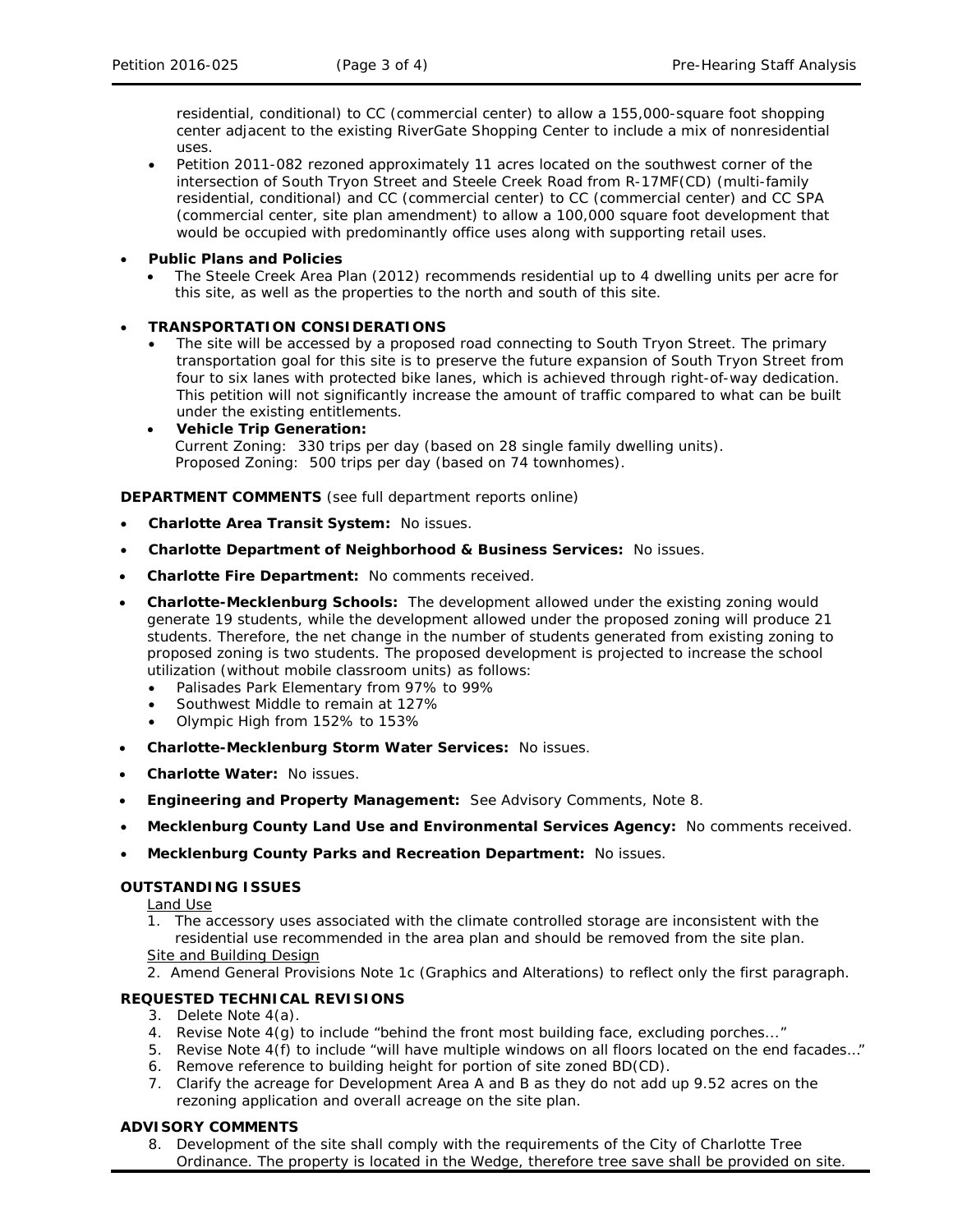residential, conditional) to CC (commercial center) to allow a 155,000-square foot shopping center adjacent to the existing RiverGate Shopping Center to include a mix of nonresidential uses.

- Petition 2011-082 rezoned approximately 11 acres located on the southwest corner of the intersection of South Tryon Street and Steele Creek Road from R-17MF(CD) (multi-family residential, conditional) and CC (commercial center) to CC (commercial center) and CC SPA (commercial center, site plan amendment) to allow a 100,000 square foot development that would be occupied with predominantly office uses along with supporting retail uses.

- **Public Plans and Policies**
  - The Steele Creek Area Plan (2012) recommends residential up to 4 dwelling units per acre for this site, as well as the properties to the north and south of this site.

- **TRANSPORTATION CONSIDERATIONS**
  - The site will be accessed by a proposed road connecting to South Tryon Street. The primary transportation goal for this site is to preserve the future expansion of South Tryon Street from four to six lanes with protected bike lanes, which is achieved through right-of-way dedication. This petition will not significantly increase the amount of traffic compared to what can be built under the existing entitlements.
  - **Vehicle Trip Generation:**
    Current Zoning: 330 trips per day (based on 28 single family dwelling units).
    Proposed Zoning: 500 trips per day (based on 74 townhomes).

**DEPARTMENT COMMENTS** (see full department reports online)

- **Charlotte Area Transit System:** No issues.
- **Charlotte Department of Neighborhood & Business Services:** No issues.
- **Charlotte Fire Department:** No comments received.
- **Charlotte-Mecklenburg Schools:** The development allowed under the existing zoning would generate 19 students, while the development allowed under the proposed zoning will produce 21 students. Therefore, the net change in the number of students generated from existing zoning to proposed zoning is two students. The proposed development is projected to increase the school utilization (without mobile classroom units) as follows:
  - Palisades Park Elementary from 97% to 99%
  - Southwest Middle to remain at 127%
  - Olympic High from 152% to 153%
- **Charlotte-Mecklenburg Storm Water Services:** No issues.
- **Charlotte Water:** No issues.
- **Engineering and Property Management:** See Advisory Comments, Note 8.
- **Mecklenburg County Land Use and Environmental Services Agency:** No comments received.
- **Mecklenburg County Parks and Recreation Department:** No issues.

**OUTSTANDING ISSUES**

Land Use

1. The accessory uses associated with the climate controlled storage are inconsistent with the residential use recommended in the area plan and should be removed from the site plan.

Site and Building Design

2. Amend General Provisions Note 1c (Graphics and Alterations) to reflect only the first paragraph.

**REQUESTED TECHNICAL REVISIONS**

3. Delete Note 4(a).
4. Revise Note 4(g) to include "behind the front most building face, excluding porches..."
5. Revise Note 4(f) to include "will have multiple windows on all floors located on the end facades…"
6. Remove reference to building height for portion of site zoned BD(CD).
7. Clarify the acreage for Development Area A and B as they do not add up 9.52 acres on the rezoning application and overall acreage on the site plan.

**ADVISORY COMMENTS**

8. Development of the site shall comply with the requirements of the City of Charlotte Tree Ordinance. The property is located in the Wedge, therefore tree save shall be provided on site.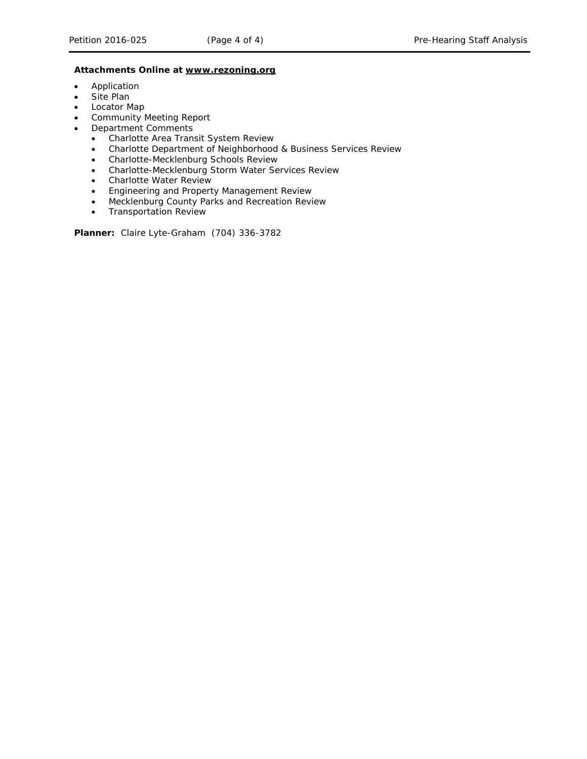**Attachments Online at www.rezoning.org**

- Application
- Site Plan
- Locator Map
- Community Meeting Report
- Department Comments
    - Charlotte Area Transit System Review
    - Charlotte Department of Neighborhood & Business Services Review
    - Charlotte-Mecklenburg Schools Review
    - Charlotte-Mecklenburg Storm Water Services Review
    - Charlotte Water Review
    - Engineering and Property Management Review
    - Mecklenburg County Parks and Recreation Review
    - Transportation Review

**Planner:** Claire Lyte-Graham (704) 336-3782